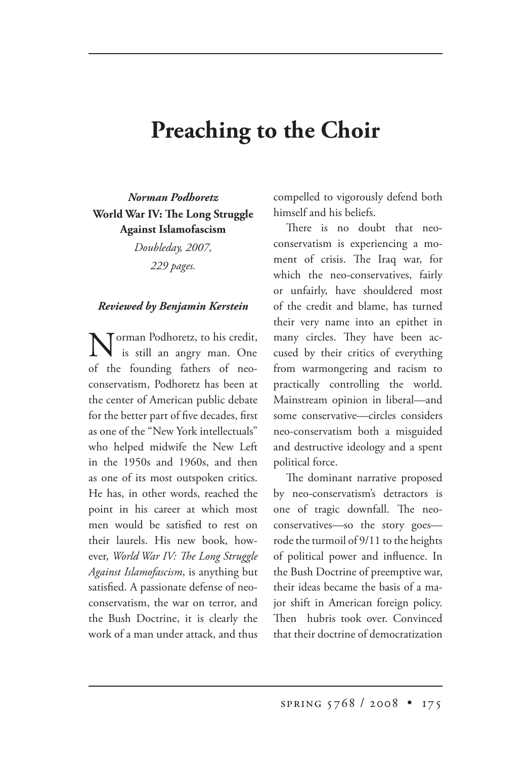# Preaching to the Choir

***Norman Podhoretz***
**World War IV: The Long Struggle Against Islamofascism**
*Doubleday, 2007,*
*229 pages.*

***Reviewed by Benjamin Kerstein***

Norman Podhoretz, to his credit, is still an angry man. One of the founding fathers of neo-conservatism, Podhoretz has been at the center of American public debate for the better part of five decades, first as one of the "New York intellectuals" who helped midwife the New Left in the 1950s and 1960s, and then as one of its most outspoken critics. He has, in other words, reached the point in his career at which most men would be satisfied to rest on their laurels. His new book, however, *World War IV: The Long Struggle Against Islamofascism*, is anything but satisfied. A passionate defense of neo-conservatism, the war on terror, and the Bush Doctrine, it is clearly the work of a man under attack, and thus compelled to vigorously defend both himself and his beliefs.

There is no doubt that neo-conservatism is experiencing a moment of crisis. The Iraq war, for which the neo-conservatives, fairly or unfairly, have shouldered most of the credit and blame, has turned their very name into an epithet in many circles. They have been accused by their critics of everything from warmongering and racism to practically controlling the world. Mainstream opinion in liberal—and some conservative—circles considers neo-conservatism both a misguided and destructive ideology and a spent political force.

The dominant narrative proposed by neo-conservatism's detractors is one of tragic downfall. The neo-conservatives—so the story goes—rode the turmoil of 9/11 to the heights of political power and influence. In the Bush Doctrine of preemptive war, their ideas became the basis of a major shift in American foreign policy. Then hubris took over. Convinced that their doctrine of democratization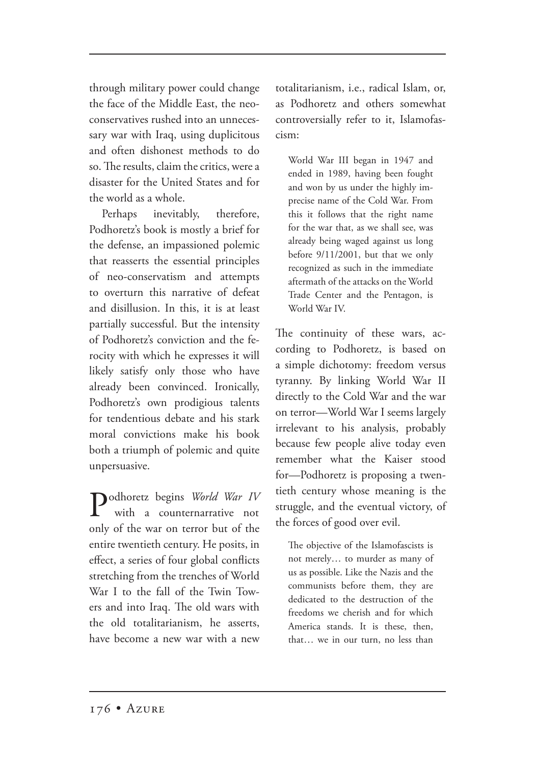through military power could change the face of the Middle East, the neo-conservatives rushed into an unnecessary war with Iraq, using duplicitous and often dishonest methods to do so. The results, claim the critics, were a disaster for the United States and for the world as a whole.

Perhaps inevitably, therefore, Podhoretz's book is mostly a brief for the defense, an impassioned polemic that reasserts the essential principles of neo-conservatism and attempts to overturn this narrative of defeat and disillusion. In this, it is at least partially successful. But the intensity of Podhoretz's conviction and the ferocity with which he expresses it will likely satisfy only those who have already been convinced. Ironically, Podhoretz's own prodigious talents for tendentious debate and his stark moral convictions make his book both a triumph of polemic and quite unpersuasive.

Podhoretz begins *World War IV* with a counternarrative not only of the war on terror but of the entire twentieth century. He posits, in effect, a series of four global conflicts stretching from the trenches of World War I to the fall of the Twin Towers and into Iraq. The old wars with the old totalitarianism, he asserts, have become a new war with a new totalitarianism, i.e., radical Islam, or, as Podhoretz and others somewhat controversially refer to it, Islamofascism:

> World War III began in 1947 and ended in 1989, having been fought and won by us under the highly imprecise name of the Cold War. From this it follows that the right name for the war that, as we shall see, was already being waged against us long before 9/11/2001, but that we only recognized as such in the immediate aftermath of the attacks on the World Trade Center and the Pentagon, is World War IV.

The continuity of these wars, according to Podhoretz, is based on a simple dichotomy: freedom versus tyranny. By linking World War II directly to the Cold War and the war on terror—World War I seems largely irrelevant to his analysis, probably because few people alive today even remember what the Kaiser stood for—Podhoretz is proposing a twentieth century whose meaning is the struggle, and the eventual victory, of the forces of good over evil.

> The objective of the Islamofascists is not merely… to murder as many of us as possible. Like the Nazis and the communists before them, they are dedicated to the destruction of the freedoms we cherish and for which America stands. It is these, then, that… we in our turn, no less than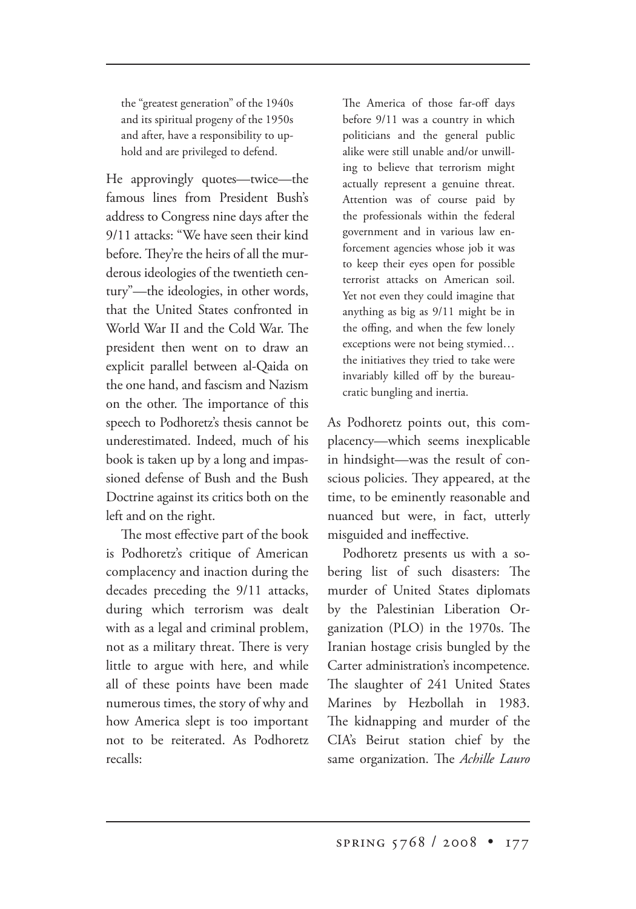> the "greatest generation" of the 1940s and its spiritual progeny of the 1950s and after, have a responsibility to uphold and are privileged to defend.

He approvingly quotes—twice—the famous lines from President Bush's address to Congress nine days after the 9/11 attacks: "We have seen their kind before. They're the heirs of all the murderous ideologies of the twentieth century"—the ideologies, in other words, that the United States confronted in World War II and the Cold War. The president then went on to draw an explicit parallel between al-Qaida on the one hand, and fascism and Nazism on the other. The importance of this speech to Podhoretz's thesis cannot be underestimated. Indeed, much of his book is taken up by a long and impassioned defense of Bush and the Bush Doctrine against its critics both on the left and on the right.

The most effective part of the book is Podhoretz's critique of American complacency and inaction during the decades preceding the 9/11 attacks, during which terrorism was dealt with as a legal and criminal problem, not as a military threat. There is very little to argue with here, and while all of these points have been made numerous times, the story of why and how America slept is too important not to be reiterated. As Podhoretz recalls:

> The America of those far-off days before 9/11 was a country in which politicians and the general public alike were still unable and/or unwilling to believe that terrorism might actually represent a genuine threat. Attention was of course paid by the professionals within the federal government and in various law enforcement agencies whose job it was to keep their eyes open for possible terrorist attacks on American soil. Yet not even they could imagine that anything as big as 9/11 might be in the offing, and when the few lonely exceptions were not being stymied… the initiatives they tried to take were invariably killed off by the bureaucratic bungling and inertia.

As Podhoretz points out, this complacency—which seems inexplicable in hindsight—was the result of conscious policies. They appeared, at the time, to be eminently reasonable and nuanced but were, in fact, utterly misguided and ineffective.

Podhoretz presents us with a sobering list of such disasters: The murder of United States diplomats by the Palestinian Liberation Organization (PLO) in the 1970s. The Iranian hostage crisis bungled by the Carter administration's incompetence. The slaughter of 241 United States Marines by Hezbollah in 1983. The kidnapping and murder of the CIA's Beirut station chief by the same organization. The *Achille Lauro*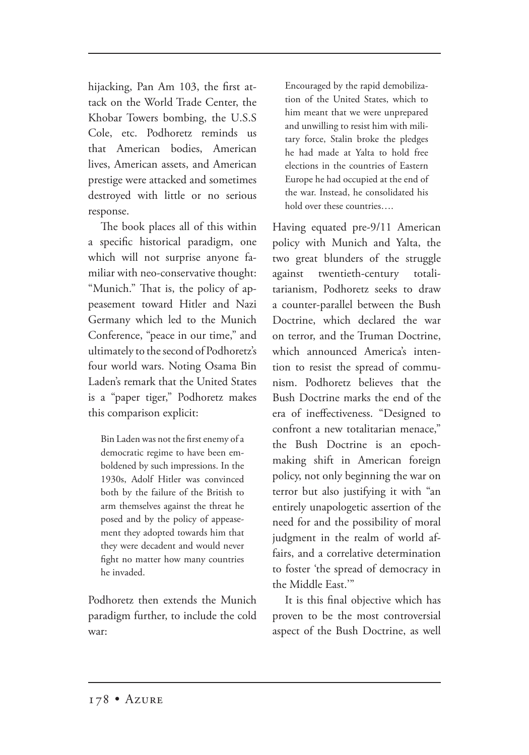hijacking, Pan Am 103, the first attack on the World Trade Center, the Khobar Towers bombing, the U.S.S Cole, etc. Podhoretz reminds us that American bodies, American lives, American assets, and American prestige were attacked and sometimes destroyed with little or no serious response.

The book places all of this within a specific historical paradigm, one which will not surprise anyone familiar with neo-conservative thought: "Munich." That is, the policy of appeasement toward Hitler and Nazi Germany which led to the Munich Conference, "peace in our time," and ultimately to the second of Podhoretz's four world wars. Noting Osama Bin Laden's remark that the United States is a "paper tiger," Podhoretz makes this comparison explicit:

> Bin Laden was not the first enemy of a democratic regime to have been emboldened by such impressions. In the 1930s, Adolf Hitler was convinced both by the failure of the British to arm themselves against the threat he posed and by the policy of appeasement they adopted towards him that they were decadent and would never fight no matter how many countries he invaded.

Podhoretz then extends the Munich paradigm further, to include the cold war:

> Encouraged by the rapid demobilization of the United States, which to him meant that we were unprepared and unwilling to resist him with military force, Stalin broke the pledges he had made at Yalta to hold free elections in the countries of Eastern Europe he had occupied at the end of the war. Instead, he consolidated his hold over these countries….

Having equated pre-9/11 American policy with Munich and Yalta, the two great blunders of the struggle against twentieth-century totalitarianism, Podhoretz seeks to draw a counter-parallel between the Bush Doctrine, which declared the war on terror, and the Truman Doctrine, which announced America's intention to resist the spread of communism. Podhoretz believes that the Bush Doctrine marks the end of the era of ineffectiveness. "Designed to confront a new totalitarian menace," the Bush Doctrine is an epoch-making shift in American foreign policy, not only beginning the war on terror but also justifying it with "an entirely unapologetic assertion of the need for and the possibility of moral judgment in the realm of world affairs, and a correlative determination to foster 'the spread of democracy in the Middle East.'"

It is this final objective which has proven to be the most controversial aspect of the Bush Doctrine, as well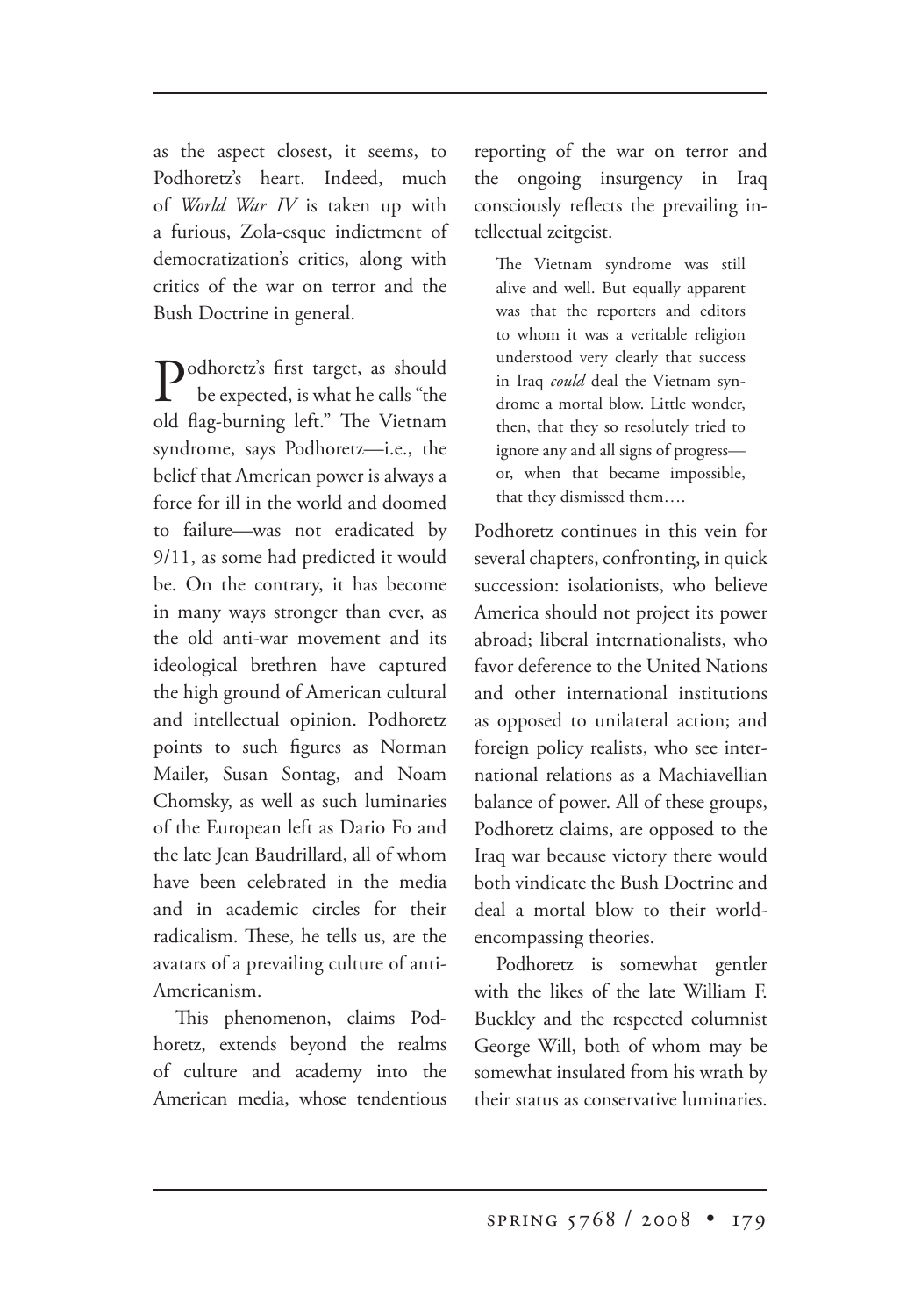as the aspect closest, it seems, to Podhoretz's heart. Indeed, much of *World War IV* is taken up with a furious, Zola-esque indictment of democratization's critics, along with critics of the war on terror and the Bush Doctrine in general.

Podhoretz's first target, as should be expected, is what he calls "the old flag-burning left." The Vietnam syndrome, says Podhoretz—i.e., the belief that American power is always a force for ill in the world and doomed to failure—was not eradicated by 9/11, as some had predicted it would be. On the contrary, it has become in many ways stronger than ever, as the old anti-war movement and its ideological brethren have captured the high ground of American cultural and intellectual opinion. Podhoretz points to such figures as Norman Mailer, Susan Sontag, and Noam Chomsky, as well as such luminaries of the European left as Dario Fo and the late Jean Baudrillard, all of whom have been celebrated in the media and in academic circles for their radicalism. These, he tells us, are the avatars of a prevailing culture of anti-Americanism.

This phenomenon, claims Podhoretz, extends beyond the realms of culture and academy into the American media, whose tendentious reporting of the war on terror and the ongoing insurgency in Iraq consciously reflects the prevailing intellectual zeitgeist.

> The Vietnam syndrome was still alive and well. But equally apparent was that the reporters and editors to whom it was a veritable religion understood very clearly that success in Iraq *could* deal the Vietnam syndrome a mortal blow. Little wonder, then, that they so resolutely tried to ignore any and all signs of progress—or, when that became impossible, that they dismissed them….

Podhoretz continues in this vein for several chapters, confronting, in quick succession: isolationists, who believe America should not project its power abroad; liberal internationalists, who favor deference to the United Nations and other international institutions as opposed to unilateral action; and foreign policy realists, who see international relations as a Machiavellian balance of power. All of these groups, Podhoretz claims, are opposed to the Iraq war because victory there would both vindicate the Bush Doctrine and deal a mortal blow to their world-encompassing theories.

Podhoretz is somewhat gentler with the likes of the late William F. Buckley and the respected columnist George Will, both of whom may be somewhat insulated from his wrath by their status as conservative luminaries.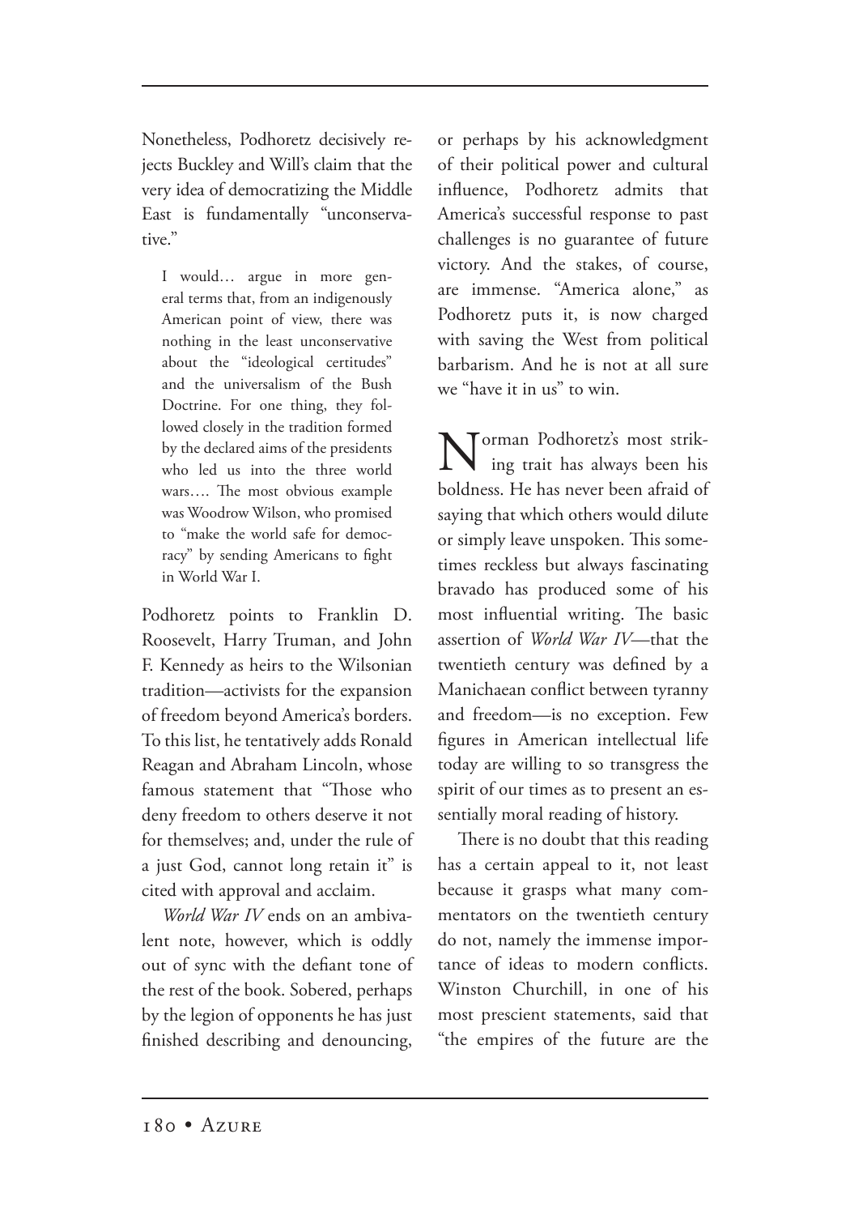Nonetheless, Podhoretz decisively rejects Buckley and Will's claim that the very idea of democratizing the Middle East is fundamentally "unconservative."

> I would… argue in more general terms that, from an indigenously American point of view, there was nothing in the least unconservative about the "ideological certitudes" and the universalism of the Bush Doctrine. For one thing, they followed closely in the tradition formed by the declared aims of the presidents who led us into the three world wars…. The most obvious example was Woodrow Wilson, who promised to "make the world safe for democracy" by sending Americans to fight in World War I.

Podhoretz points to Franklin D. Roosevelt, Harry Truman, and John F. Kennedy as heirs to the Wilsonian tradition—activists for the expansion of freedom beyond America's borders. To this list, he tentatively adds Ronald Reagan and Abraham Lincoln, whose famous statement that "Those who deny freedom to others deserve it not for themselves; and, under the rule of a just God, cannot long retain it" is cited with approval and acclaim.

*World War IV* ends on an ambivalent note, however, which is oddly out of sync with the defiant tone of the rest of the book. Sobered, perhaps by the legion of opponents he has just finished describing and denouncing, or perhaps by his acknowledgment of their political power and cultural influence, Podhoretz admits that America's successful response to past challenges is no guarantee of future victory. And the stakes, of course, are immense. "America alone," as Podhoretz puts it, is now charged with saving the West from political barbarism. And he is not at all sure we "have it in us" to win.

Norman Podhoretz's most striking trait has always been his boldness. He has never been afraid of saying that which others would dilute or simply leave unspoken. This sometimes reckless but always fascinating bravado has produced some of his most influential writing. The basic assertion of *World War IV*—that the twentieth century was defined by a Manichaean conflict between tyranny and freedom—is no exception. Few figures in American intellectual life today are willing to so transgress the spirit of our times as to present an essentially moral reading of history.

There is no doubt that this reading has a certain appeal to it, not least because it grasps what many commentators on the twentieth century do not, namely the immense importance of ideas to modern conflicts. Winston Churchill, in one of his most prescient statements, said that "the empires of the future are the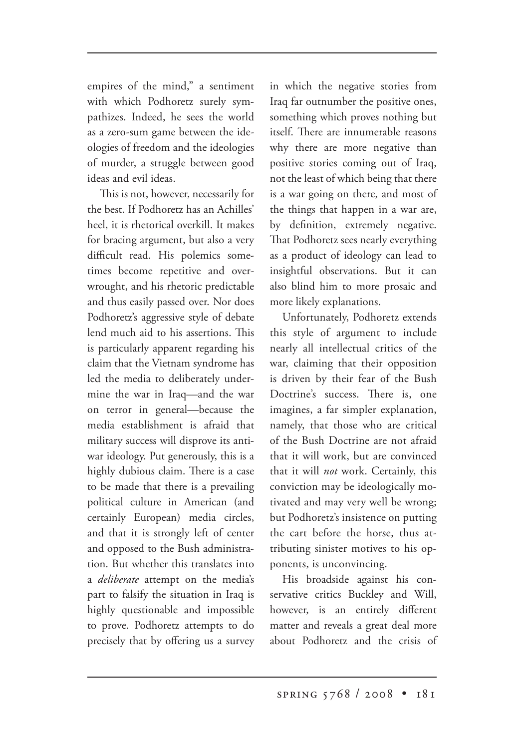empires of the mind," a sentiment with which Podhoretz surely sympathizes. Indeed, he sees the world as a zero-sum game between the ideologies of freedom and the ideologies of murder, a struggle between good ideas and evil ideas.

This is not, however, necessarily for the best. If Podhoretz has an Achilles' heel, it is rhetorical overkill. It makes for bracing argument, but also a very difficult read. His polemics sometimes become repetitive and overwrought, and his rhetoric predictable and thus easily passed over. Nor does Podhoretz's aggressive style of debate lend much aid to his assertions. This is particularly apparent regarding his claim that the Vietnam syndrome has led the media to deliberately undermine the war in Iraq—and the war on terror in general—because the media establishment is afraid that military success will disprove its antiwar ideology. Put generously, this is a highly dubious claim. There is a case to be made that there is a prevailing political culture in American (and certainly European) media circles, and that it is strongly left of center and opposed to the Bush administration. But whether this translates into a *deliberate* attempt on the media's part to falsify the situation in Iraq is highly questionable and impossible to prove. Podhoretz attempts to do precisely that by offering us a survey in which the negative stories from Iraq far outnumber the positive ones, something which proves nothing but itself. There are innumerable reasons why there are more negative than positive stories coming out of Iraq, not the least of which being that there is a war going on there, and most of the things that happen in a war are, by definition, extremely negative. That Podhoretz sees nearly everything as a product of ideology can lead to insightful observations. But it can also blind him to more prosaic and more likely explanations.

Unfortunately, Podhoretz extends this style of argument to include nearly all intellectual critics of the war, claiming that their opposition is driven by their fear of the Bush Doctrine's success. There is, one imagines, a far simpler explanation, namely, that those who are critical of the Bush Doctrine are not afraid that it will work, but are convinced that it will *not* work. Certainly, this conviction may be ideologically motivated and may very well be wrong; but Podhoretz's insistence on putting the cart before the horse, thus attributing sinister motives to his opponents, is unconvincing.

His broadside against his conservative critics Buckley and Will, however, is an entirely different matter and reveals a great deal more about Podhoretz and the crisis of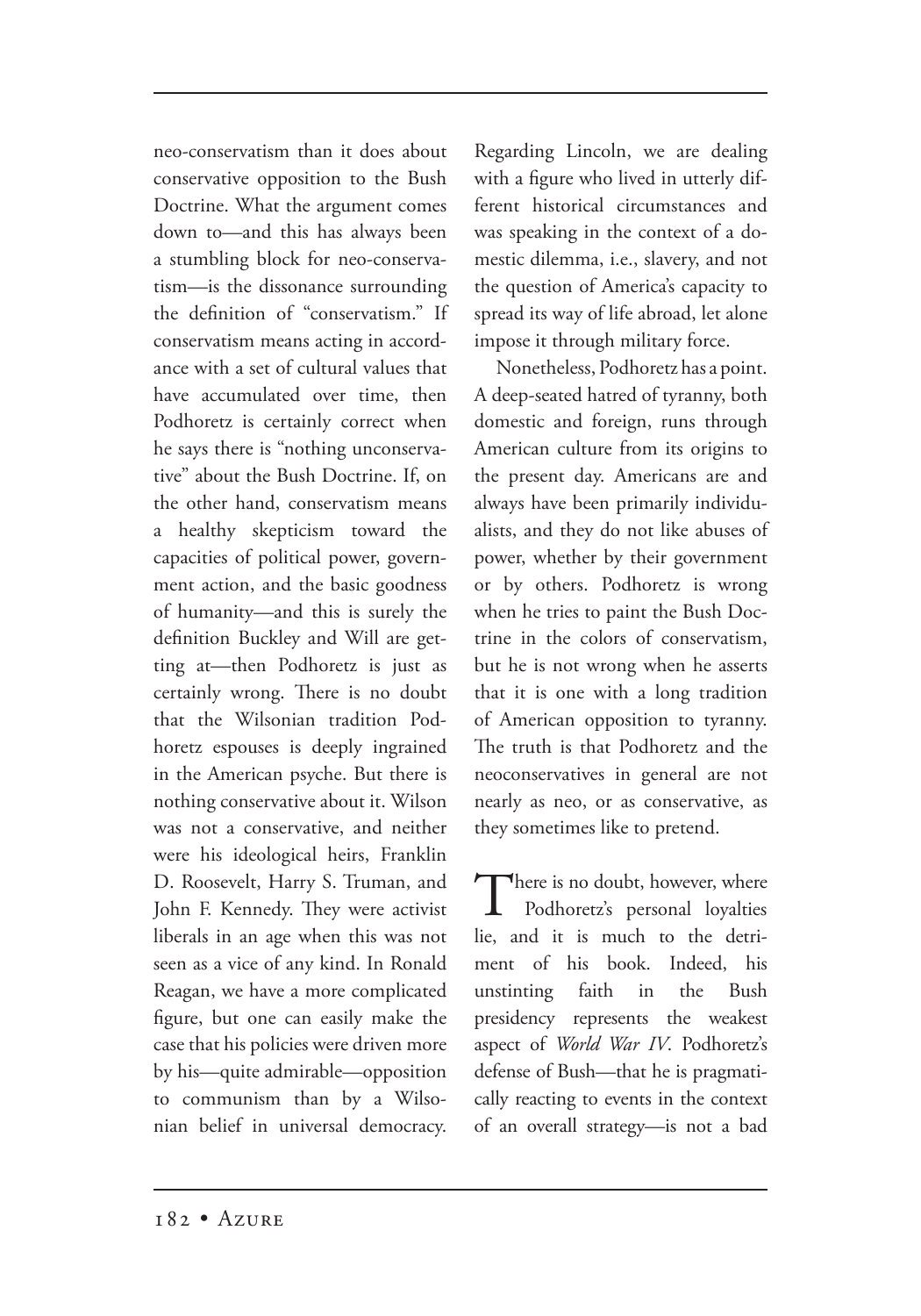neo-conservatism than it does about conservative opposition to the Bush Doctrine. What the argument comes down to—and this has always been a stumbling block for neo-conservatism—is the dissonance surrounding the definition of "conservatism." If conservatism means acting in accordance with a set of cultural values that have accumulated over time, then Podhoretz is certainly correct when he says there is "nothing unconservative" about the Bush Doctrine. If, on the other hand, conservatism means a healthy skepticism toward the capacities of political power, government action, and the basic goodness of humanity—and this is surely the definition Buckley and Will are getting at—then Podhoretz is just as certainly wrong. There is no doubt that the Wilsonian tradition Podhoretz espouses is deeply ingrained in the American psyche. But there is nothing conservative about it. Wilson was not a conservative, and neither were his ideological heirs, Franklin D. Roosevelt, Harry S. Truman, and John F. Kennedy. They were activist liberals in an age when this was not seen as a vice of any kind. In Ronald Reagan, we have a more complicated figure, but one can easily make the case that his policies were driven more by his—quite admirable—opposition to communism than by a Wilsonian belief in universal democracy. Regarding Lincoln, we are dealing with a figure who lived in utterly different historical circumstances and was speaking in the context of a domestic dilemma, i.e., slavery, and not the question of America's capacity to spread its way of life abroad, let alone impose it through military force.

Nonetheless, Podhoretz has a point. A deep-seated hatred of tyranny, both domestic and foreign, runs through American culture from its origins to the present day. Americans are and always have been primarily individualists, and they do not like abuses of power, whether by their government or by others. Podhoretz is wrong when he tries to paint the Bush Doctrine in the colors of conservatism, but he is not wrong when he asserts that it is one with a long tradition of American opposition to tyranny. The truth is that Podhoretz and the neoconservatives in general are not nearly as neo, or as conservative, as they sometimes like to pretend.

There is no doubt, however, where Podhoretz's personal loyalties lie, and it is much to the detriment of his book. Indeed, his unstinting faith in the Bush presidency represents the weakest aspect of *World War IV*. Podhoretz's defense of Bush—that he is pragmatically reacting to events in the context of an overall strategy—is not a bad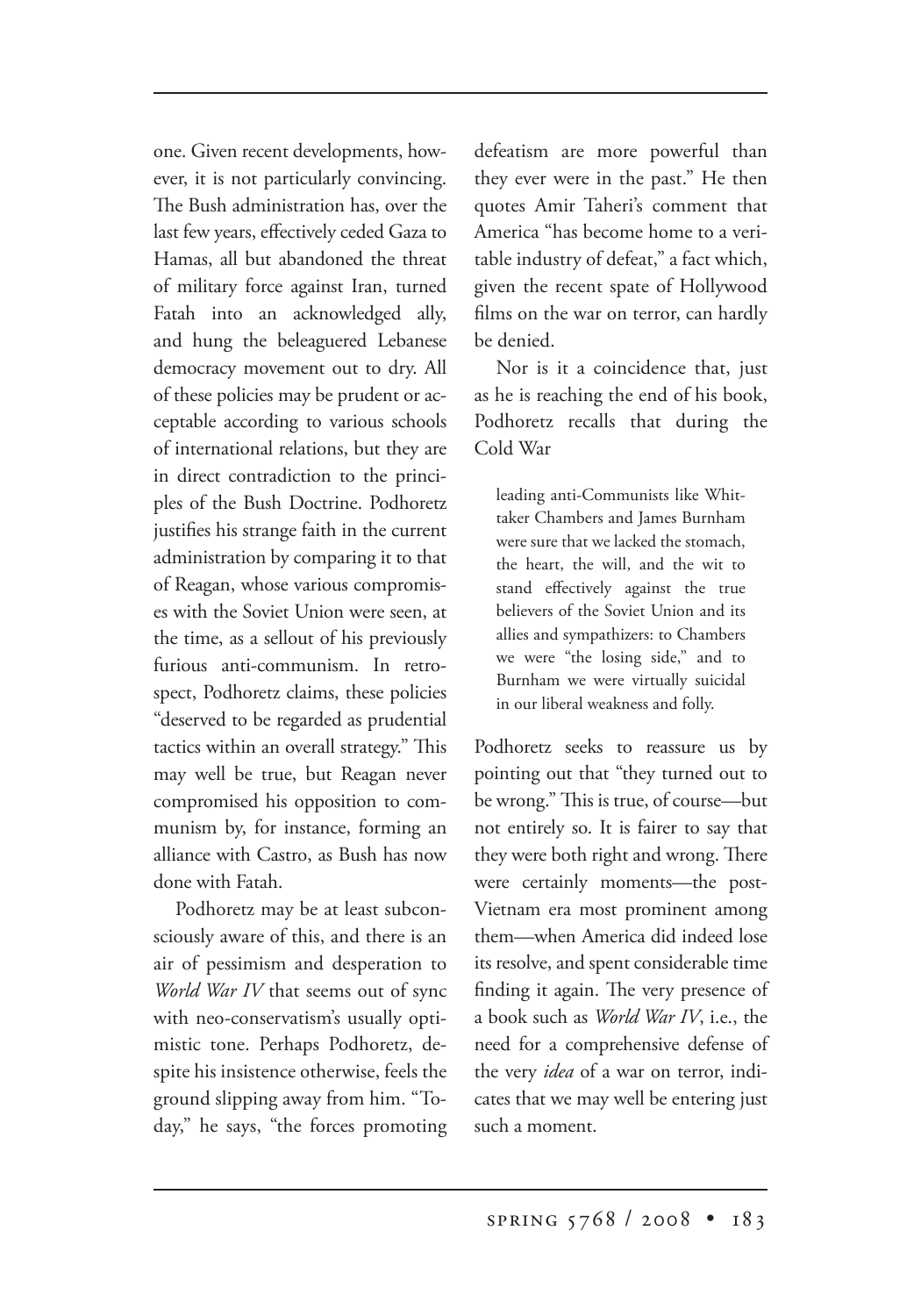one. Given recent developments, however, it is not particularly convincing. The Bush administration has, over the last few years, effectively ceded Gaza to Hamas, all but abandoned the threat of military force against Iran, turned Fatah into an acknowledged ally, and hung the beleaguered Lebanese democracy movement out to dry. All of these policies may be prudent or acceptable according to various schools of international relations, but they are in direct contradiction to the principles of the Bush Doctrine. Podhoretz justifies his strange faith in the current administration by comparing it to that of Reagan, whose various compromises with the Soviet Union were seen, at the time, as a sellout of his previously furious anti-communism. In retrospect, Podhoretz claims, these policies "deserved to be regarded as prudential tactics within an overall strategy." This may well be true, but Reagan never compromised his opposition to communism by, for instance, forming an alliance with Castro, as Bush has now done with Fatah.

Podhoretz may be at least subconsciously aware of this, and there is an air of pessimism and desperation to *World War IV* that seems out of sync with neo-conservatism's usually optimistic tone. Perhaps Podhoretz, despite his insistence otherwise, feels the ground slipping away from him. "Today," he says, "the forces promoting defeatism are more powerful than they ever were in the past." He then quotes Amir Taheri's comment that America "has become home to a veritable industry of defeat," a fact which, given the recent spate of Hollywood films on the war on terror, can hardly be denied.

Nor is it a coincidence that, just as he is reaching the end of his book, Podhoretz recalls that during the Cold War

> leading anti-Communists like Whittaker Chambers and James Burnham were sure that we lacked the stomach, the heart, the will, and the wit to stand effectively against the true believers of the Soviet Union and its allies and sympathizers: to Chambers we were "the losing side," and to Burnham we were virtually suicidal in our liberal weakness and folly.

Podhoretz seeks to reassure us by pointing out that "they turned out to be wrong." This is true, of course—but not entirely so. It is fairer to say that they were both right and wrong. There were certainly moments—the post-Vietnam era most prominent among them—when America did indeed lose its resolve, and spent considerable time finding it again. The very presence of a book such as *World War IV*, i.e., the need for a comprehensive defense of the very *idea* of a war on terror, indicates that we may well be entering just such a moment.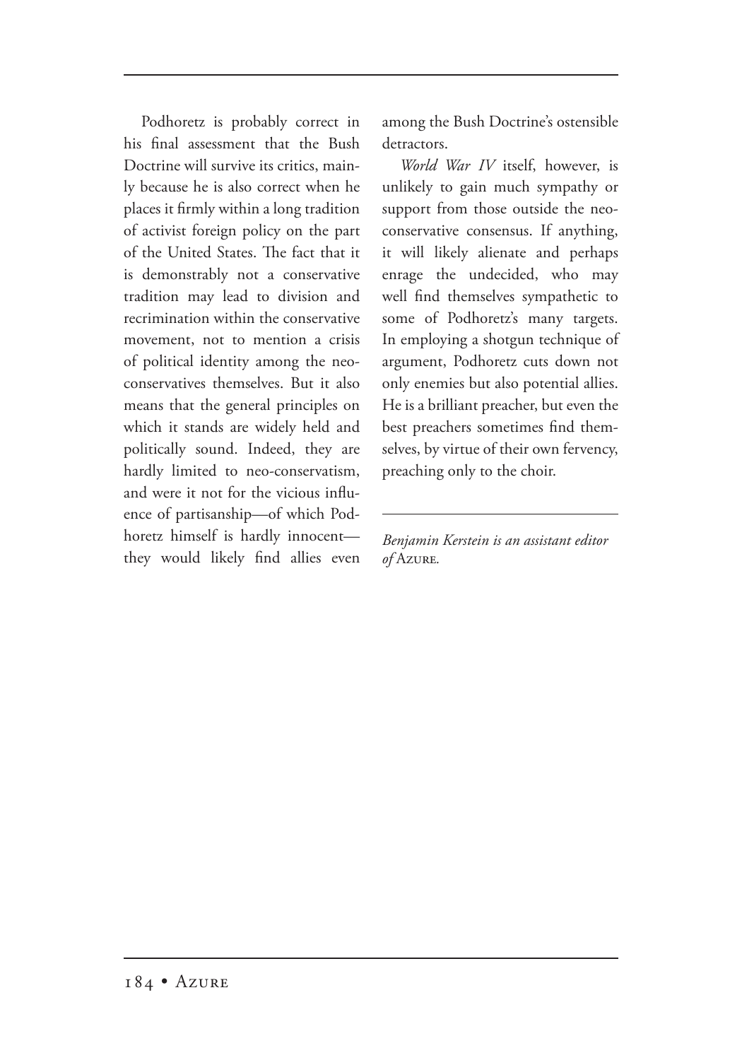Podhoretz is probably correct in his final assessment that the Bush Doctrine will survive its critics, mainly because he is also correct when he places it firmly within a long tradition of activist foreign policy on the part of the United States. The fact that it is demonstrably not a conservative tradition may lead to division and recrimination within the conservative movement, not to mention a crisis of political identity among the neo-conservatives themselves. But it also means that the general principles on which it stands are widely held and politically sound. Indeed, they are hardly limited to neo-conservatism, and were it not for the vicious influence of partisanship—of which Podhoretz himself is hardly innocent—they would likely find allies even among the Bush Doctrine's ostensible detractors.

*World War IV* itself, however, is unlikely to gain much sympathy or support from those outside the neo-conservative consensus. If anything, it will likely alienate and perhaps enrage the undecided, who may well find themselves sympathetic to some of Podhoretz's many targets. In employing a shotgun technique of argument, Podhoretz cuts down not only enemies but also potential allies. He is a brilliant preacher, but even the best preachers sometimes find themselves, by virtue of their own fervency, preaching only to the choir.

---

*Benjamin Kerstein is an assistant editor of* Azure.